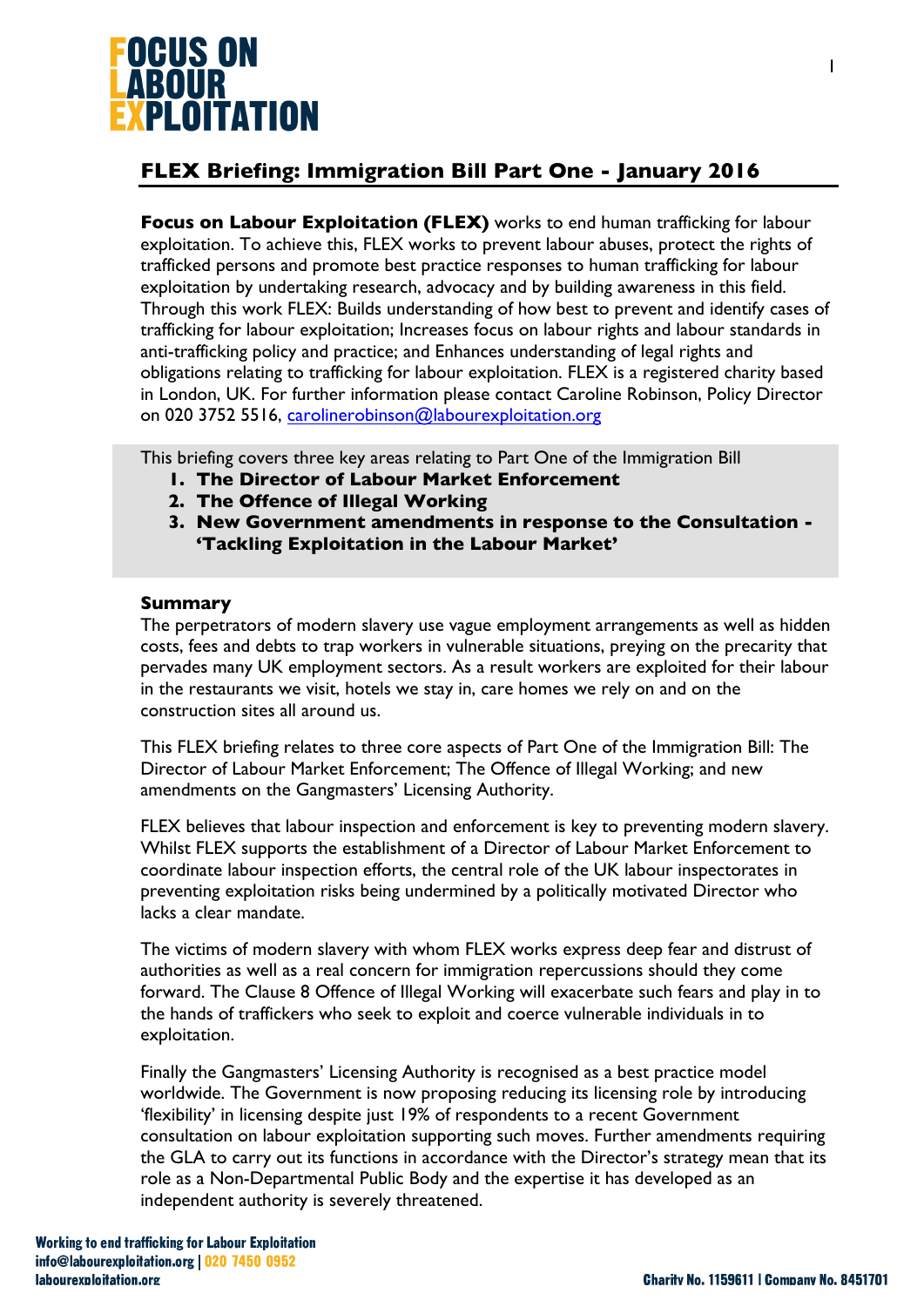# FOCUS ON LABOUR EXPLOITATION

## FLEX Briefing: Immigration Bill Part One - January 2016

**Focus on Labour Exploitation (FLEX)** works to end human trafficking for labour exploitation. To achieve this, FLEX works to prevent labour abuses, protect the rights of trafficked persons and promote best practice responses to human trafficking for labour exploitation by undertaking research, advocacy and by building awareness in this field. Through this work FLEX: Builds understanding of how best to prevent and identify cases of trafficking for labour exploitation; Increases focus on labour rights and labour standards in anti-trafficking policy and practice; and Enhances understanding of legal rights and obligations relating to trafficking for labour exploitation. FLEX is a registered charity based in London, UK. For further information please contact Caroline Robinson, Policy Director on 020 3752 5516, carolinerobinson@labourexploitation.org

This briefing covers three key areas relating to Part One of the Immigration Bill

1. **The Director of Labour Market Enforcement**
2. **The Offence of Illegal Working**
3. **New Government amendments in response to the Consultation - 'Tackling Exploitation in the Labour Market'**

### Summary

The perpetrators of modern slavery use vague employment arrangements as well as hidden costs, fees and debts to trap workers in vulnerable situations, preying on the precarity that pervades many UK employment sectors. As a result workers are exploited for their labour in the restaurants we visit, hotels we stay in, care homes we rely on and on the construction sites all around us.

This FLEX briefing relates to three core aspects of Part One of the Immigration Bill: The Director of Labour Market Enforcement; The Offence of Illegal Working; and new amendments on the Gangmasters' Licensing Authority.

FLEX believes that labour inspection and enforcement is key to preventing modern slavery. Whilst FLEX supports the establishment of a Director of Labour Market Enforcement to coordinate labour inspection efforts, the central role of the UK labour inspectorates in preventing exploitation risks being undermined by a politically motivated Director who lacks a clear mandate.

The victims of modern slavery with whom FLEX works express deep fear and distrust of authorities as well as a real concern for immigration repercussions should they come forward. The Clause 8 Offence of Illegal Working will exacerbate such fears and play in to the hands of traffickers who seek to exploit and coerce vulnerable individuals in to exploitation.

Finally the Gangmasters' Licensing Authority is recognised as a best practice model worldwide. The Government is now proposing reducing its licensing role by introducing 'flexibility' in licensing despite just 19% of respondents to a recent Government consultation on labour exploitation supporting such moves. Further amendments requiring the GLA to carry out its functions in accordance with the Director's strategy mean that its role as a Non-Departmental Public Body and the expertise it has developed as an independent authority is severely threatened.

Working to end trafficking for Labour Exploitation
info@labourexploitation.org | 020 7450 0952
labourexploitation.org

Charity No. 1159611 | Company No. 8451701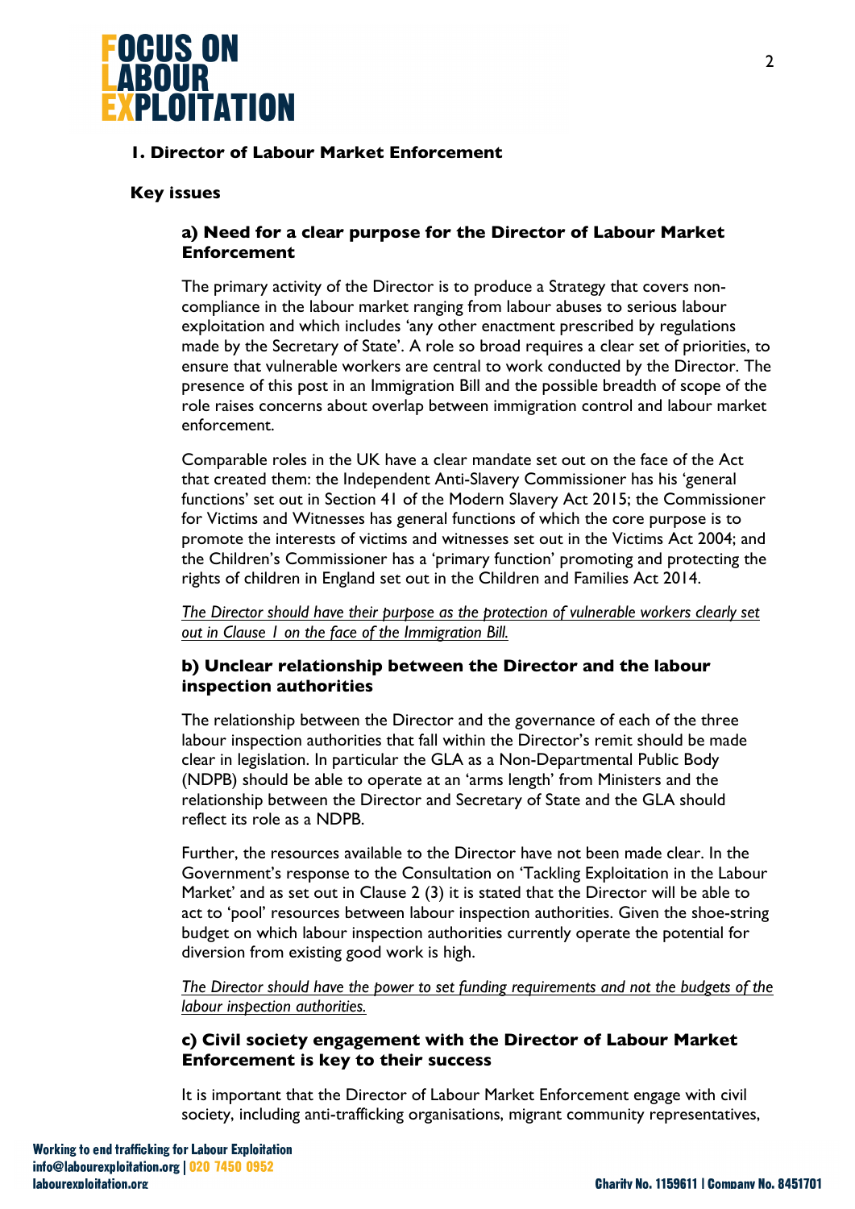## 1. Director of Labour Market Enforcement

### Key issues

#### a) Need for a clear purpose for the Director of Labour Market Enforcement

The primary activity of the Director is to produce a Strategy that covers non-compliance in the labour market ranging from labour abuses to serious labour exploitation and which includes 'any other enactment prescribed by regulations made by the Secretary of State'. A role so broad requires a clear set of priorities, to ensure that vulnerable workers are central to work conducted by the Director. The presence of this post in an Immigration Bill and the possible breadth of scope of the role raises concerns about overlap between immigration control and labour market enforcement.

Comparable roles in the UK have a clear mandate set out on the face of the Act that created them: the Independent Anti-Slavery Commissioner has his 'general functions' set out in Section 41 of the Modern Slavery Act 2015; the Commissioner for Victims and Witnesses has general functions of which the core purpose is to promote the interests of victims and witnesses set out in the Victims Act 2004; and the Children's Commissioner has a 'primary function' promoting and protecting the rights of children in England set out in the Children and Families Act 2014.

*The Director should have their purpose as the protection of vulnerable workers clearly set out in Clause 1 on the face of the Immigration Bill.*

#### b) Unclear relationship between the Director and the labour inspection authorities

The relationship between the Director and the governance of each of the three labour inspection authorities that fall within the Director's remit should be made clear in legislation. In particular the GLA as a Non-Departmental Public Body (NDPB) should be able to operate at an 'arms length' from Ministers and the relationship between the Director and Secretary of State and the GLA should reflect its role as a NDPB.

Further, the resources available to the Director have not been made clear. In the Government's response to the Consultation on 'Tackling Exploitation in the Labour Market' and as set out in Clause 2 (3) it is stated that the Director will be able to act to 'pool' resources between labour inspection authorities. Given the shoe-string budget on which labour inspection authorities currently operate the potential for diversion from existing good work is high.

*The Director should have the power to set funding requirements and not the budgets of the labour inspection authorities.*

#### c) Civil society engagement with the Director of Labour Market Enforcement is key to their success

It is important that the Director of Labour Market Enforcement engage with civil society, including anti-trafficking organisations, migrant community representatives,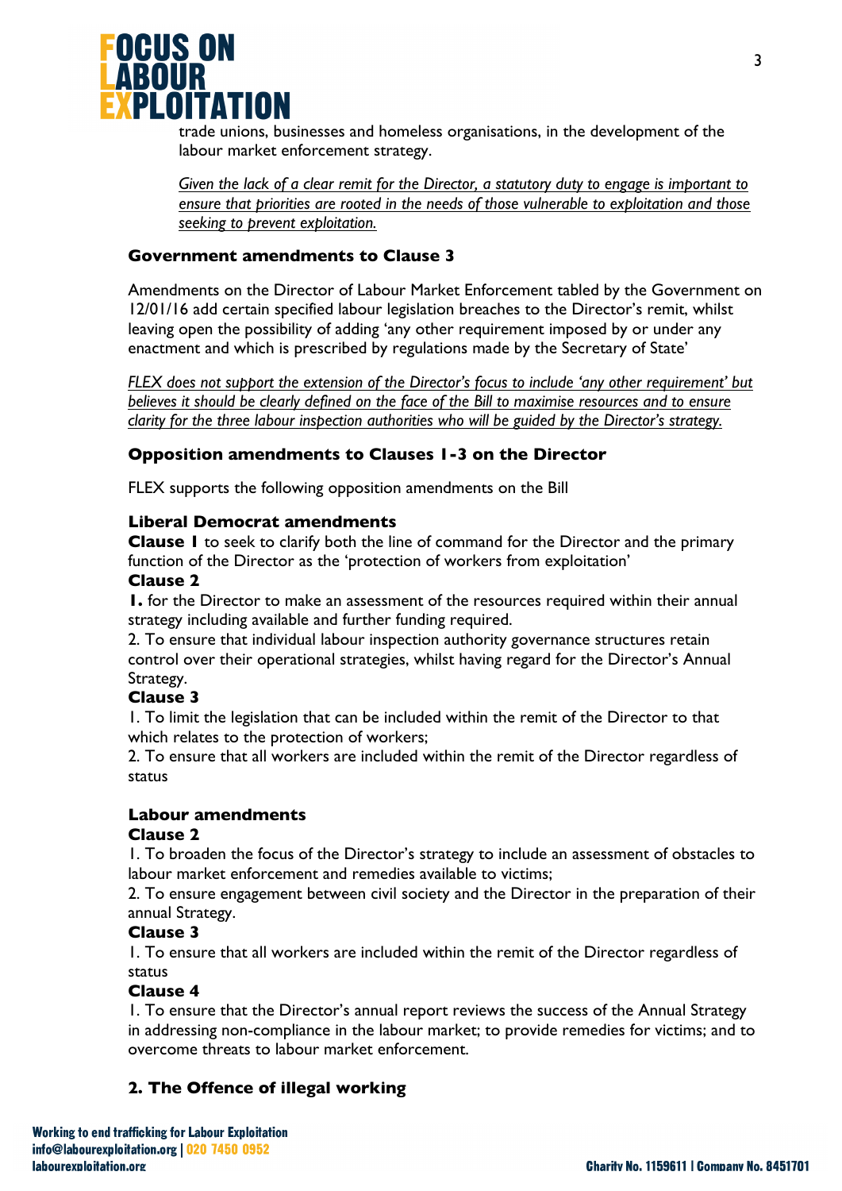trade unions, businesses and homeless organisations, in the development of the labour market enforcement strategy.

*Given the lack of a clear remit for the Director, a statutory duty to engage is important to ensure that priorities are rooted in the needs of those vulnerable to exploitation and those seeking to prevent exploitation.*

### Government amendments to Clause 3

Amendments on the Director of Labour Market Enforcement tabled by the Government on 12/01/16 add certain specified labour legislation breaches to the Director's remit, whilst leaving open the possibility of adding 'any other requirement imposed by or under any enactment and which is prescribed by regulations made by the Secretary of State'

*FLEX does not support the extension of the Director's focus to include 'any other requirement' but believes it should be clearly defined on the face of the Bill to maximise resources and to ensure clarity for the three labour inspection authorities who will be guided by the Director's strategy.*

### Opposition amendments to Clauses 1-3 on the Director

FLEX supports the following opposition amendments on the Bill

**Liberal Democrat amendments**

**Clause 1** to seek to clarify both the line of command for the Director and the primary function of the Director as the 'protection of workers from exploitation'

**Clause 2**

**1.** for the Director to make an assessment of the resources required within their annual strategy including available and further funding required.

2. To ensure that individual labour inspection authority governance structures retain control over their operational strategies, whilst having regard for the Director's Annual Strategy.

**Clause 3**

1. To limit the legislation that can be included within the remit of the Director to that which relates to the protection of workers;

2. To ensure that all workers are included within the remit of the Director regardless of status

**Labour amendments**

**Clause 2**

1. To broaden the focus of the Director's strategy to include an assessment of obstacles to labour market enforcement and remedies available to victims;

2. To ensure engagement between civil society and the Director in the preparation of their annual Strategy.

**Clause 3**

1. To ensure that all workers are included within the remit of the Director regardless of status

**Clause 4**

1. To ensure that the Director's annual report reviews the success of the Annual Strategy in addressing non-compliance in the labour market; to provide remedies for victims; and to overcome threats to labour market enforcement.

## 2. The Offence of illegal working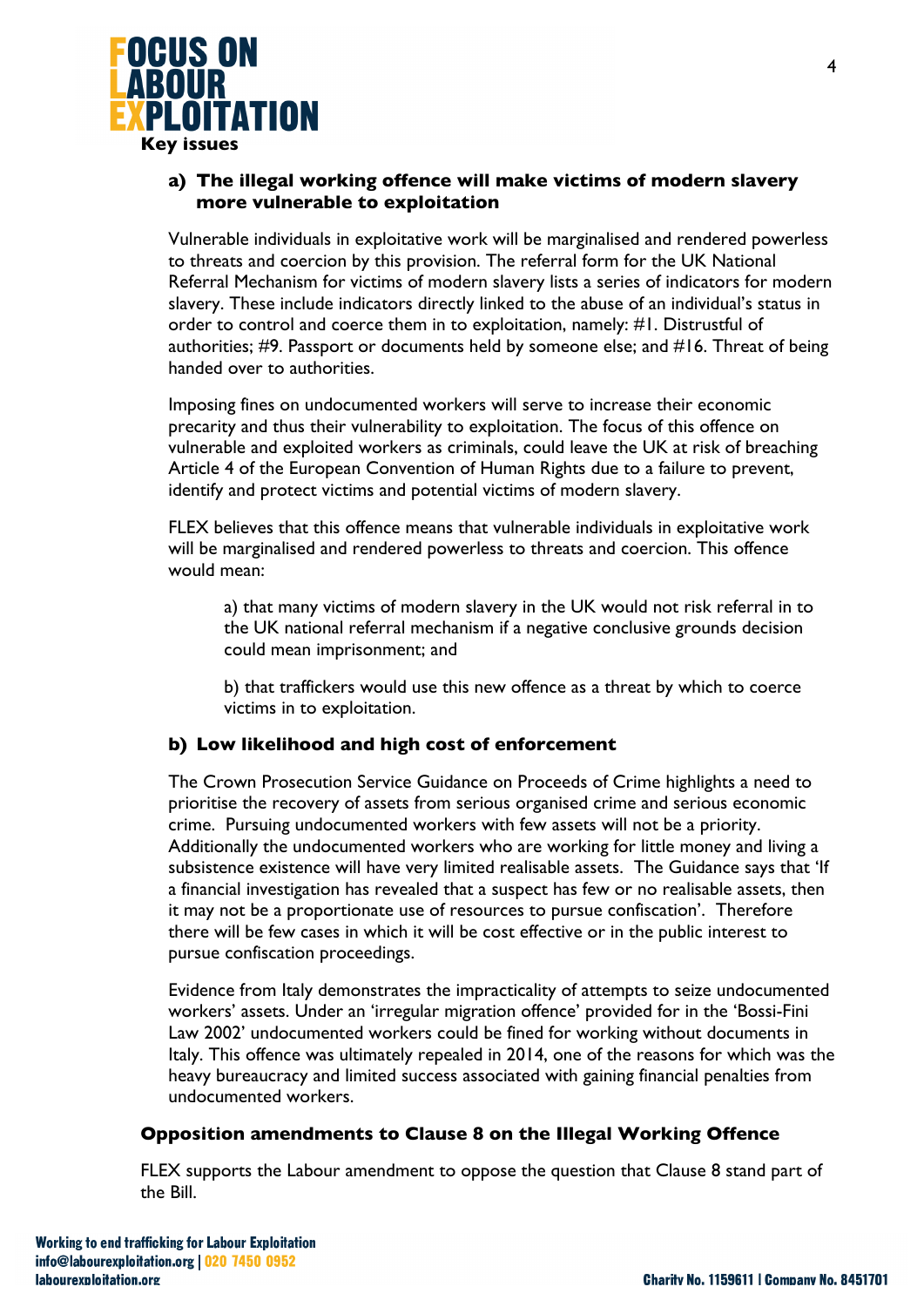## Key issues

### a) The illegal working offence will make victims of modern slavery more vulnerable to exploitation

Vulnerable individuals in exploitative work will be marginalised and rendered powerless to threats and coercion by this provision. The referral form for the UK National Referral Mechanism for victims of modern slavery lists a series of indicators for modern slavery. These include indicators directly linked to the abuse of an individual's status in order to control and coerce them in to exploitation, namely: #1. Distrustful of authorities; #9. Passport or documents held by someone else; and #16. Threat of being handed over to authorities.

Imposing fines on undocumented workers will serve to increase their economic precarity and thus their vulnerability to exploitation. The focus of this offence on vulnerable and exploited workers as criminals, could leave the UK at risk of breaching Article 4 of the European Convention of Human Rights due to a failure to prevent, identify and protect victims and potential victims of modern slavery.

FLEX believes that this offence means that vulnerable individuals in exploitative work will be marginalised and rendered powerless to threats and coercion. This offence would mean:

> a) that many victims of modern slavery in the UK would not risk referral in to the UK national referral mechanism if a negative conclusive grounds decision could mean imprisonment; and
>
> b) that traffickers would use this new offence as a threat by which to coerce victims in to exploitation.

### b) Low likelihood and high cost of enforcement

The Crown Prosecution Service Guidance on Proceeds of Crime highlights a need to prioritise the recovery of assets from serious organised crime and serious economic crime. Pursuing undocumented workers with few assets will not be a priority. Additionally the undocumented workers who are working for little money and living a subsistence existence will have very limited realisable assets. The Guidance says that 'If a financial investigation has revealed that a suspect has few or no realisable assets, then it may not be a proportionate use of resources to pursue confiscation'. Therefore there will be few cases in which it will be cost effective or in the public interest to pursue confiscation proceedings.

Evidence from Italy demonstrates the impracticality of attempts to seize undocumented workers' assets. Under an 'irregular migration offence' provided for in the 'Bossi-Fini Law 2002' undocumented workers could be fined for working without documents in Italy. This offence was ultimately repealed in 2014, one of the reasons for which was the heavy bureaucracy and limited success associated with gaining financial penalties from undocumented workers.

## Opposition amendments to Clause 8 on the Illegal Working Offence

FLEX supports the Labour amendment to oppose the question that Clause 8 stand part of the Bill.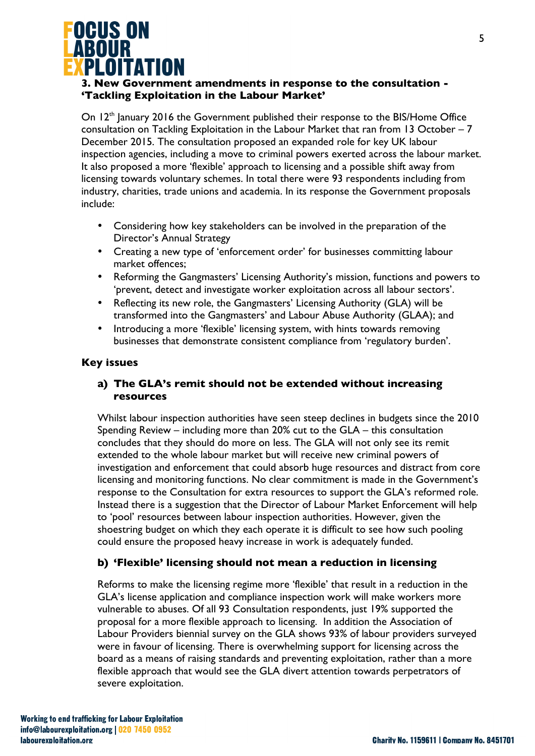### 3. New Government amendments in response to the consultation - 'Tackling Exploitation in the Labour Market'

On 12th January 2016 the Government published their response to the BIS/Home Office consultation on Tackling Exploitation in the Labour Market that ran from 13 October – 7 December 2015. The consultation proposed an expanded role for key UK labour inspection agencies, including a move to criminal powers exerted across the labour market. It also proposed a more 'flexible' approach to licensing and a possible shift away from licensing towards voluntary schemes. In total there were 93 respondents including from industry, charities, trade unions and academia. In its response the Government proposals include:

- Considering how key stakeholders can be involved in the preparation of the Director's Annual Strategy
- Creating a new type of 'enforcement order' for businesses committing labour market offences;
- Reforming the Gangmasters' Licensing Authority's mission, functions and powers to 'prevent, detect and investigate worker exploitation across all labour sectors'.
- Reflecting its new role, the Gangmasters' Licensing Authority (GLA) will be transformed into the Gangmasters' and Labour Abuse Authority (GLAA); and
- Introducing a more 'flexible' licensing system, with hints towards removing businesses that demonstrate consistent compliance from 'regulatory burden'.

#### Key issues

**a) The GLA's remit should not be extended without increasing resources**

Whilst labour inspection authorities have seen steep declines in budgets since the 2010 Spending Review – including more than 20% cut to the GLA – this consultation concludes that they should do more on less. The GLA will not only see its remit extended to the whole labour market but will receive new criminal powers of investigation and enforcement that could absorb huge resources and distract from core licensing and monitoring functions. No clear commitment is made in the Government's response to the Consultation for extra resources to support the GLA's reformed role. Instead there is a suggestion that the Director of Labour Market Enforcement will help to 'pool' resources between labour inspection authorities. However, given the shoestring budget on which they each operate it is difficult to see how such pooling could ensure the proposed heavy increase in work is adequately funded.

**b) 'Flexible' licensing should not mean a reduction in licensing**

Reforms to make the licensing regime more 'flexible' that result in a reduction in the GLA's license application and compliance inspection work will make workers more vulnerable to abuses. Of all 93 Consultation respondents, just 19% supported the proposal for a more flexible approach to licensing. In addition the Association of Labour Providers biennial survey on the GLA shows 93% of labour providers surveyed were in favour of licensing. There is overwhelming support for licensing across the board as a means of raising standards and preventing exploitation, rather than a more flexible approach that would see the GLA divert attention towards perpetrators of severe exploitation.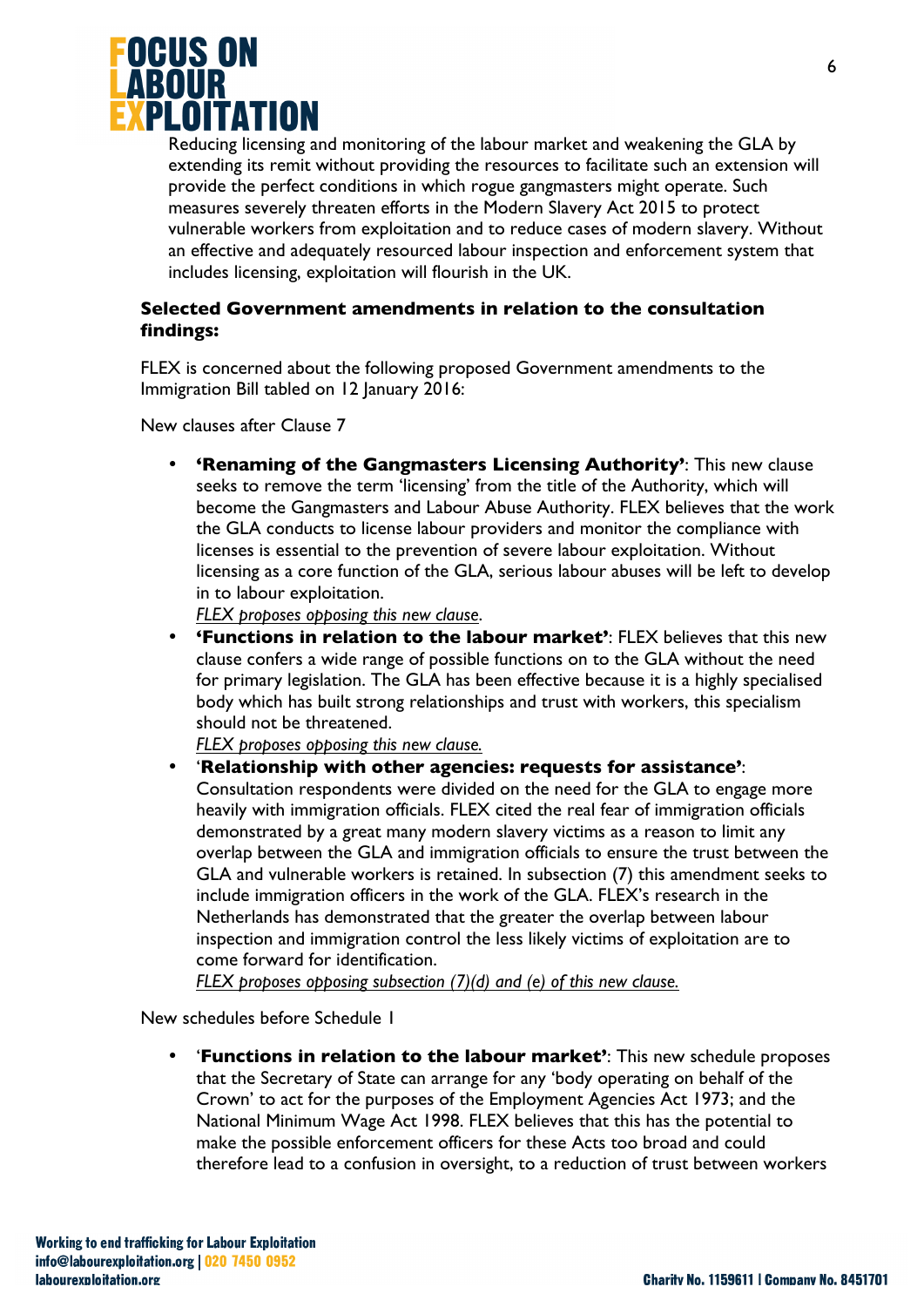Reducing licensing and monitoring of the labour market and weakening the GLA by extending its remit without providing the resources to facilitate such an extension will provide the perfect conditions in which rogue gangmasters might operate. Such measures severely threaten efforts in the Modern Slavery Act 2015 to protect vulnerable workers from exploitation and to reduce cases of modern slavery. Without an effective and adequately resourced labour inspection and enforcement system that includes licensing, exploitation will flourish in the UK.

### Selected Government amendments in relation to the consultation findings:

FLEX is concerned about the following proposed Government amendments to the Immigration Bill tabled on 12 January 2016:

New clauses after Clause 7

- **'Renaming of the Gangmasters Licensing Authority'**: This new clause seeks to remove the term 'licensing' from the title of the Authority, which will become the Gangmasters and Labour Abuse Authority. FLEX believes that the work the GLA conducts to license labour providers and monitor the compliance with licenses is essential to the prevention of severe labour exploitation. Without licensing as a core function of the GLA, serious labour abuses will be left to develop in to labour exploitation.
  *FLEX proposes opposing this new clause.*
- **'Functions in relation to the labour market'**: FLEX believes that this new clause confers a wide range of possible functions on to the GLA without the need for primary legislation. The GLA has been effective because it is a highly specialised body which has built strong relationships and trust with workers, this specialism should not be threatened.
  *FLEX proposes opposing this new clause.*
- '**Relationship with other agencies: requests for assistance'**: Consultation respondents were divided on the need for the GLA to engage more heavily with immigration officials. FLEX cited the real fear of immigration officials demonstrated by a great many modern slavery victims as a reason to limit any overlap between the GLA and immigration officials to ensure the trust between the GLA and vulnerable workers is retained. In subsection (7) this amendment seeks to include immigration officers in the work of the GLA. FLEX's research in the Netherlands has demonstrated that the greater the overlap between labour inspection and immigration control the less likely victims of exploitation are to come forward for identification.
  *FLEX proposes opposing subsection (7)(d) and (e) of this new clause.*

New schedules before Schedule 1

- '**Functions in relation to the labour market'**: This new schedule proposes that the Secretary of State can arrange for any 'body operating on behalf of the Crown' to act for the purposes of the Employment Agencies Act 1973; and the National Minimum Wage Act 1998. FLEX believes that this has the potential to make the possible enforcement officers for these Acts too broad and could therefore lead to a confusion in oversight, to a reduction of trust between workers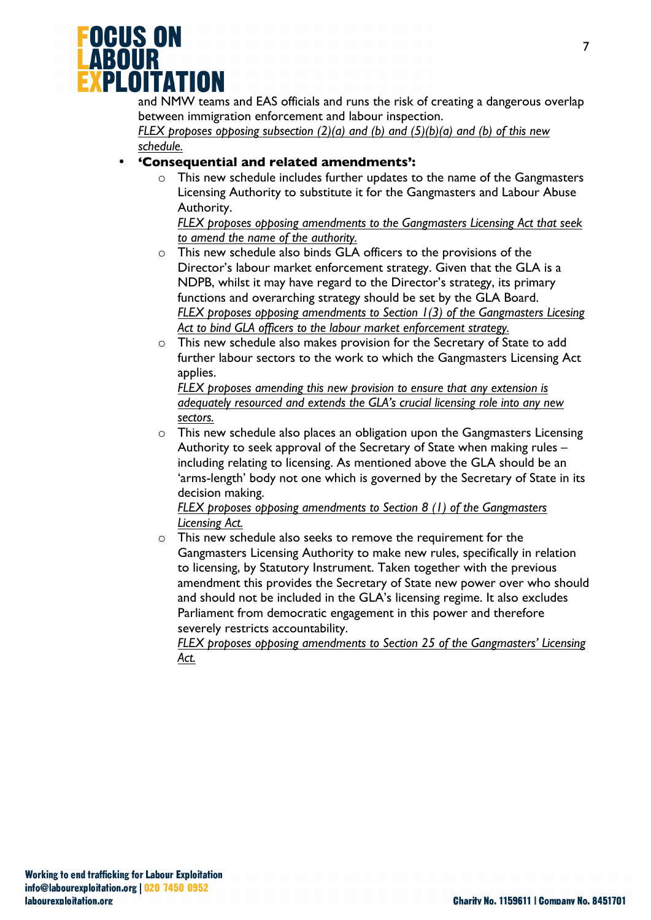and NMW teams and EAS officials and runs the risk of creating a dangerous overlap between immigration enforcement and labour inspection.
*FLEX proposes opposing subsection (2)(a) and (b) and (5)(b)(a) and (b) of this new schedule.*

- **'Consequential and related amendments':**
    - This new schedule includes further updates to the name of the Gangmasters Licensing Authority to substitute it for the Gangmasters and Labour Abuse Authority.
      *FLEX proposes opposing amendments to the Gangmasters Licensing Act that seek to amend the name of the authority.*
    - This new schedule also binds GLA officers to the provisions of the Director's labour market enforcement strategy. Given that the GLA is a NDPB, whilst it may have regard to the Director's strategy, its primary functions and overarching strategy should be set by the GLA Board.
      *FLEX proposes opposing amendments to Section 1(3) of the Gangmasters Licesing Act to bind GLA officers to the labour market enforcement strategy.*
    - This new schedule also makes provision for the Secretary of State to add further labour sectors to the work to which the Gangmasters Licensing Act applies.
      *FLEX proposes amending this new provision to ensure that any extension is adequately resourced and extends the GLA's crucial licensing role into any new sectors.*
    - This new schedule also places an obligation upon the Gangmasters Licensing Authority to seek approval of the Secretary of State when making rules – including relating to licensing. As mentioned above the GLA should be an 'arms-length' body not one which is governed by the Secretary of State in its decision making.
      *FLEX proposes opposing amendments to Section 8 (1) of the Gangmasters Licensing Act.*
    - This new schedule also seeks to remove the requirement for the Gangmasters Licensing Authority to make new rules, specifically in relation to licensing, by Statutory Instrument. Taken together with the previous amendment this provides the Secretary of State new power over who should and should not be included in the GLA's licensing regime. It also excludes Parliament from democratic engagement in this power and therefore severely restricts accountability.
      *FLEX proposes opposing amendments to Section 25 of the Gangmasters' Licensing Act.*